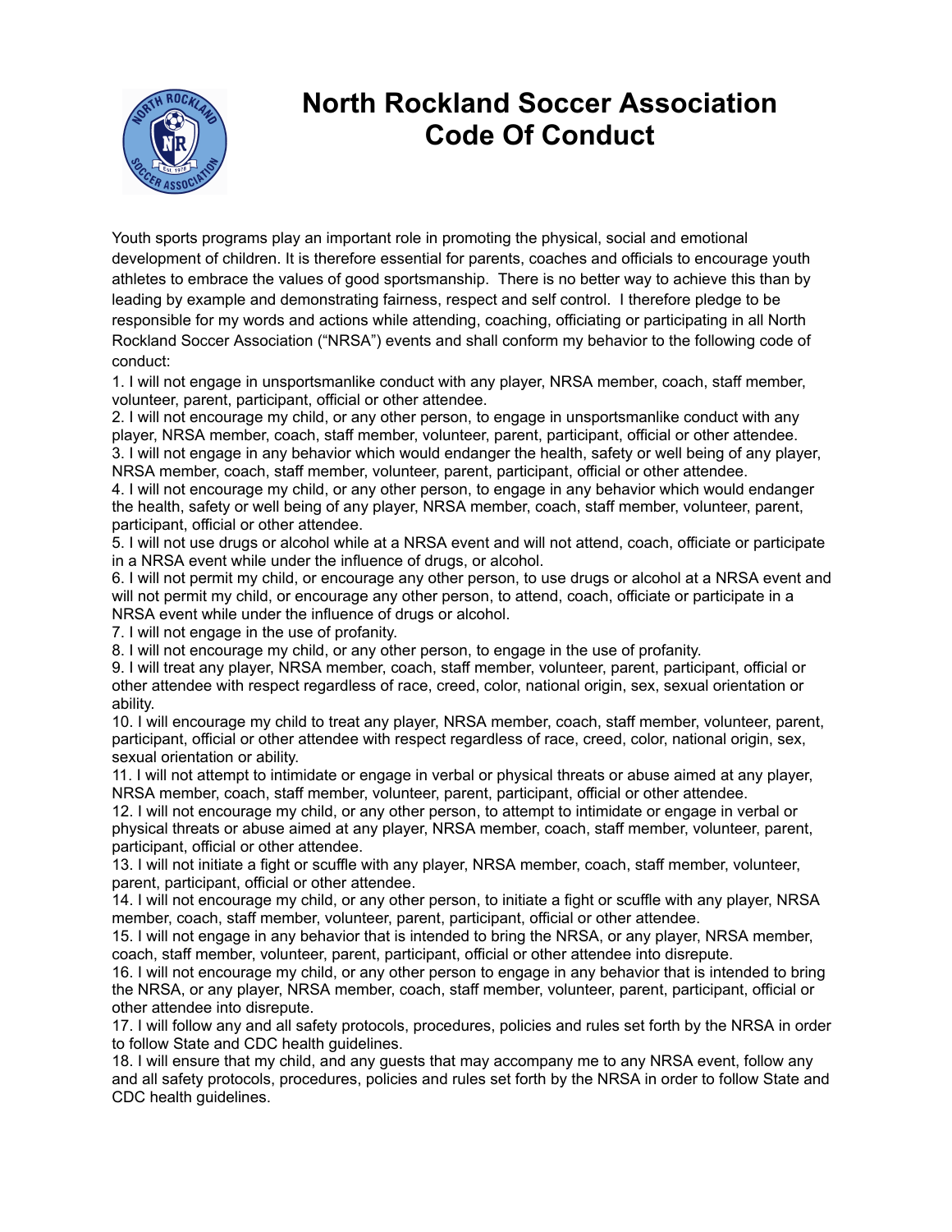# North Rockland Soccer Association Code Of Conduct

Youth sports programs play an important role in promoting the physical, social and emotional development of children. It is therefore essential for parents, coaches and officials to encourage youth athletes to embrace the values of good sportsmanship. There is no better way to achieve this than by leading by example and demonstrating fairness, respect and self control. I therefore pledge to be responsible for my words and actions while attending, coaching, officiating or participating in all North Rockland Soccer Association ("NRSA") events and shall conform my behavior to the following code of conduct:

1. I will not engage in unsportsmanlike conduct with any player, NRSA member, coach, staff member, volunteer, parent, participant, official or other attendee.
2. I will not encourage my child, or any other person, to engage in unsportsmanlike conduct with any player, NRSA member, coach, staff member, volunteer, parent, participant, official or other attendee.
3. I will not engage in any behavior which would endanger the health, safety or well being of any player, NRSA member, coach, staff member, volunteer, parent, participant, official or other attendee.
4. I will not encourage my child, or any other person, to engage in any behavior which would endanger the health, safety or well being of any player, NRSA member, coach, staff member, volunteer, parent, participant, official or other attendee.
5. I will not use drugs or alcohol while at a NRSA event and will not attend, coach, officiate or participate in a NRSA event while under the influence of drugs, or alcohol.
6. I will not permit my child, or encourage any other person, to use drugs or alcohol at a NRSA event and will not permit my child, or encourage any other person, to attend, coach, officiate or participate in a NRSA event while under the influence of drugs or alcohol.
7. I will not engage in the use of profanity.
8. I will not encourage my child, or any other person, to engage in the use of profanity.
9. I will treat any player, NRSA member, coach, staff member, volunteer, parent, participant, official or other attendee with respect regardless of race, creed, color, national origin, sex, sexual orientation or ability.
10. I will encourage my child to treat any player, NRSA member, coach, staff member, volunteer, parent, participant, official or other attendee with respect regardless of race, creed, color, national origin, sex, sexual orientation or ability.
11. I will not attempt to intimidate or engage in verbal or physical threats or abuse aimed at any player, NRSA member, coach, staff member, volunteer, parent, participant, official or other attendee.
12. I will not encourage my child, or any other person, to attempt to intimidate or engage in verbal or physical threats or abuse aimed at any player, NRSA member, coach, staff member, volunteer, parent, participant, official or other attendee.
13. I will not initiate a fight or scuffle with any player, NRSA member, coach, staff member, volunteer, parent, participant, official or other attendee.
14. I will not encourage my child, or any other person, to initiate a fight or scuffle with any player, NRSA member, coach, staff member, volunteer, parent, participant, official or other attendee.
15. I will not engage in any behavior that is intended to bring the NRSA, or any player, NRSA member, coach, staff member, volunteer, parent, participant, official or other attendee into disrepute.
16. I will not encourage my child, or any other person to engage in any behavior that is intended to bring the NRSA, or any player, NRSA member, coach, staff member, volunteer, parent, participant, official or other attendee into disrepute.
17. I will follow any and all safety protocols, procedures, policies and rules set forth by the NRSA in order to follow State and CDC health guidelines.
18. I will ensure that my child, and any guests that may accompany me to any NRSA event, follow any and all safety protocols, procedures, policies and rules set forth by the NRSA in order to follow State and CDC health guidelines.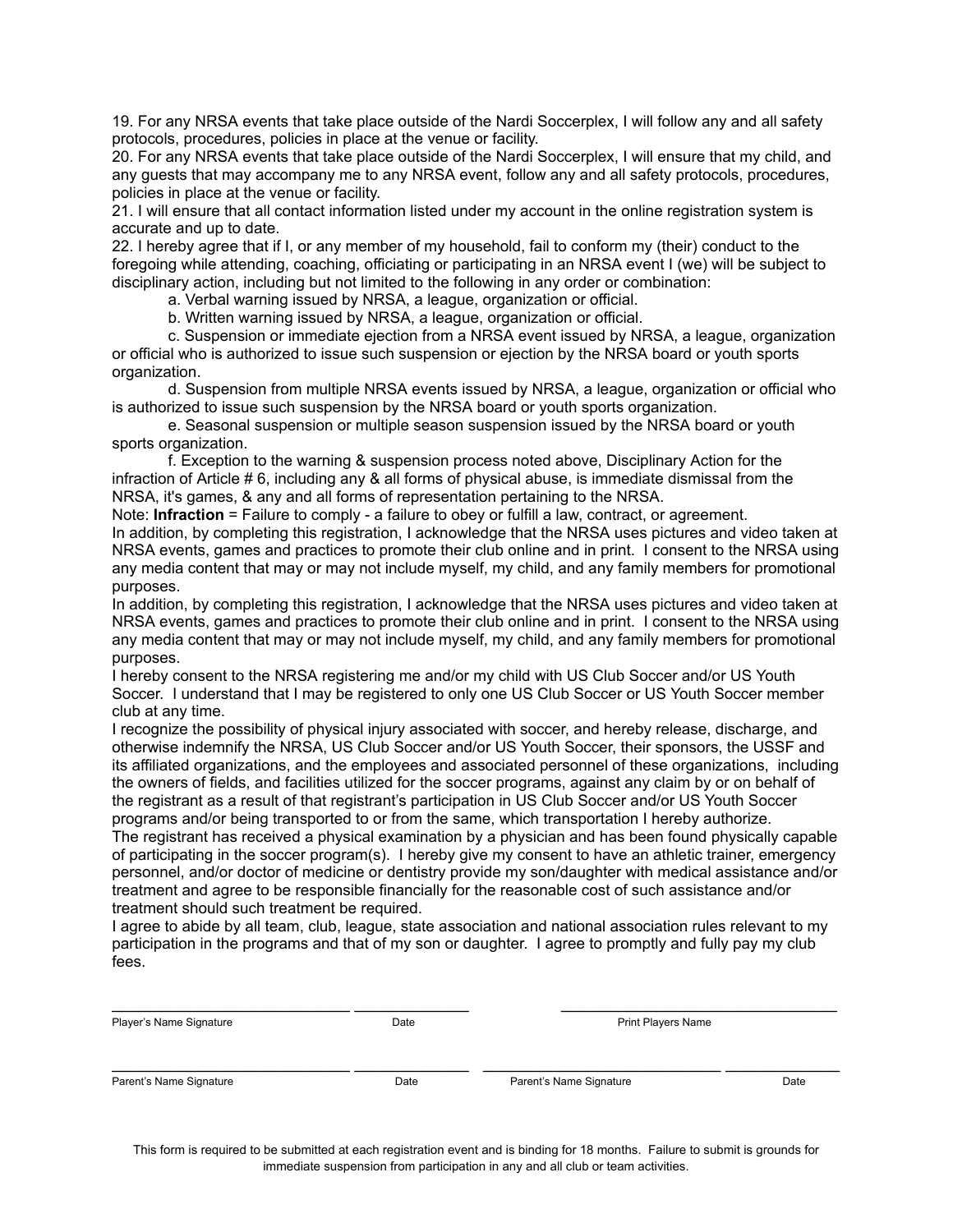19. For any NRSA events that take place outside of the Nardi Soccerplex, I will follow any and all safety protocols, procedures, policies in place at the venue or facility.

20. For any NRSA events that take place outside of the Nardi Soccerplex, I will ensure that my child, and any guests that may accompany me to any NRSA event, follow any and all safety protocols, procedures, policies in place at the venue or facility.

21. I will ensure that all contact information listed under my account in the online registration system is accurate and up to date.

22. I hereby agree that if I, or any member of my household, fail to conform my (their) conduct to the foregoing while attending, coaching, officiating or participating in an NRSA event I (we) will be subject to disciplinary action, including but not limited to the following in any order or combination:

  a. Verbal warning issued by NRSA, a league, organization or official.

  b. Written warning issued by NRSA, a league, organization or official.

  c. Suspension or immediate ejection from a NRSA event issued by NRSA, a league, organization or official who is authorized to issue such suspension or ejection by the NRSA board or youth sports organization.

  d. Suspension from multiple NRSA events issued by NRSA, a league, organization or official who is authorized to issue such suspension by the NRSA board or youth sports organization.

  e. Seasonal suspension or multiple season suspension issued by the NRSA board or youth sports organization.

  f. Exception to the warning & suspension process noted above, Disciplinary Action for the infraction of Article # 6, including any & all forms of physical abuse, is immediate dismissal from the NRSA, it's games, & any and all forms of representation pertaining to the NRSA.

Note: **Infraction** = Failure to comply - a failure to obey or fulfill a law, contract, or agreement.

In addition, by completing this registration, I acknowledge that the NRSA uses pictures and video taken at NRSA events, games and practices to promote their club online and in print. I consent to the NRSA using any media content that may or may not include myself, my child, and any family members for promotional purposes.

In addition, by completing this registration, I acknowledge that the NRSA uses pictures and video taken at NRSA events, games and practices to promote their club online and in print. I consent to the NRSA using any media content that may or may not include myself, my child, and any family members for promotional purposes.

I hereby consent to the NRSA registering me and/or my child with US Club Soccer and/or US Youth Soccer. I understand that I may be registered to only one US Club Soccer or US Youth Soccer member club at any time.

I recognize the possibility of physical injury associated with soccer, and hereby release, discharge, and otherwise indemnify the NRSA, US Club Soccer and/or US Youth Soccer, their sponsors, the USSF and its affiliated organizations, and the employees and associated personnel of these organizations, including the owners of fields, and facilities utilized for the soccer programs, against any claim by or on behalf of the registrant as a result of that registrant's participation in US Club Soccer and/or US Youth Soccer programs and/or being transported to or from the same, which transportation I hereby authorize.

The registrant has received a physical examination by a physician and has been found physically capable of participating in the soccer program(s). I hereby give my consent to have an athletic trainer, emergency personnel, and/or doctor of medicine or dentistry provide my son/daughter with medical assistance and/or treatment and agree to be responsible financially for the reasonable cost of such assistance and/or treatment should such treatment be required.

I agree to abide by all team, club, league, state association and national association rules relevant to my participation in the programs and that of my son or daughter. I agree to promptly and fully pay my club fees.

______________________________ ______________ ______________________________

Player's Name Signature Date Print Players Name

______________________________ ______________ ______________________________ ______________

Parent's Name Signature Date Parent's Name Signature Date

This form is required to be submitted at each registration event and is binding for 18 months. Failure to submit is grounds for immediate suspension from participation in any and all club or team activities.